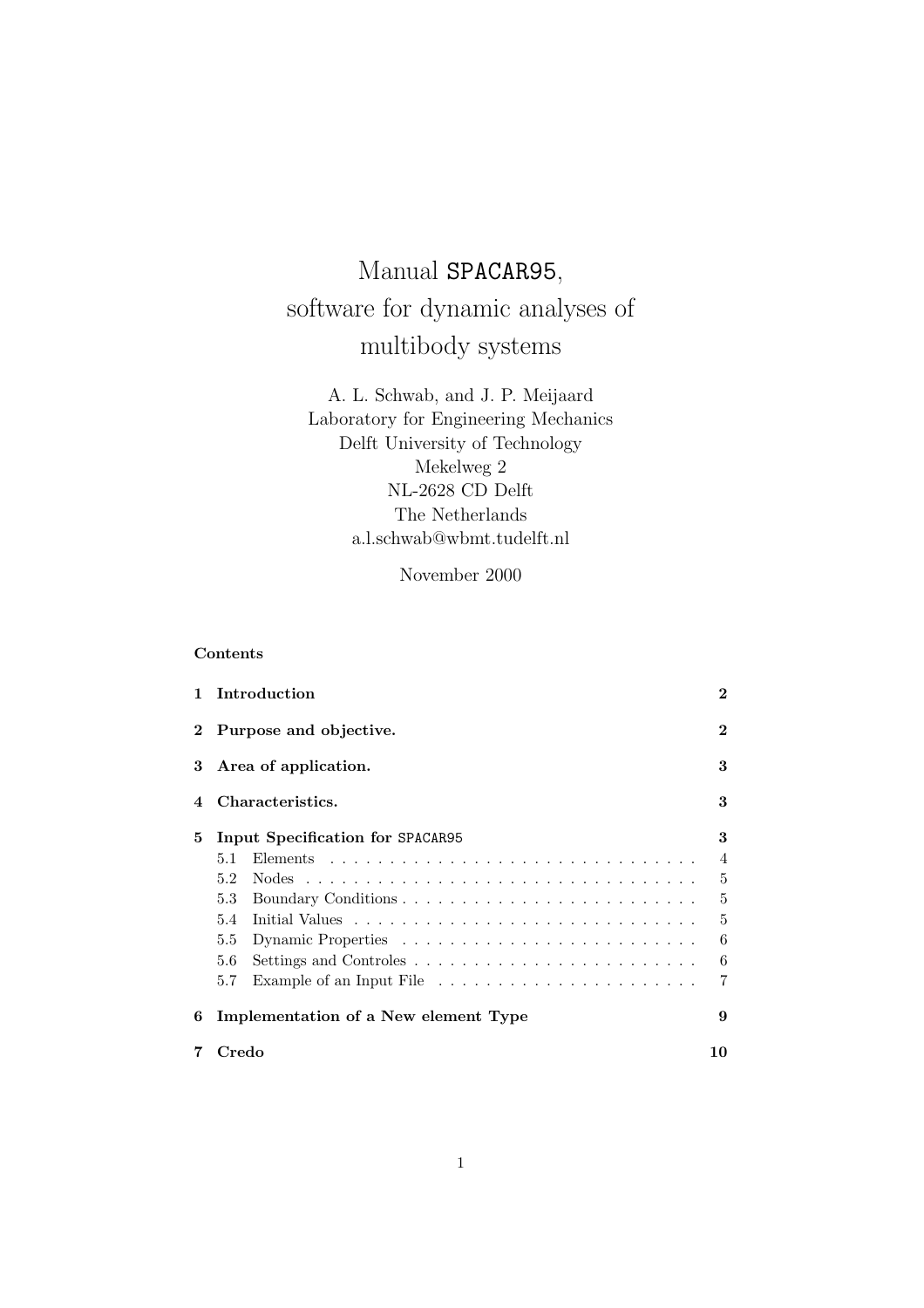# Manual `SPACAR95`, software for dynamic analyses of multibody systems

A. L. Schwab, and J. P. Meijaard
Laboratory for Engineering Mechanics
Delft University of Technology
Mekelweg 2
NL-2628 CD Delft
The Netherlands
a.l.schwab@wbmt.tudelft.nl

November 2000

**Contents**

**1 Introduction** 2

**2 Purpose and objective.** 2

**3 Area of application.** 3

**4 Characteristics.** 3

**5 Input Specification for `SPACAR95`** 3

- 5.1 Elements 4
- 5.2 Nodes 5
- 5.3 Boundary Conditions 5
- 5.4 Initial Values 5
- 5.5 Dynamic Properties 6
- 5.6 Settings and Controles 6
- 5.7 Example of an Input File 7

**6 Implementation of a New element Type** 9

**7 Credo** 10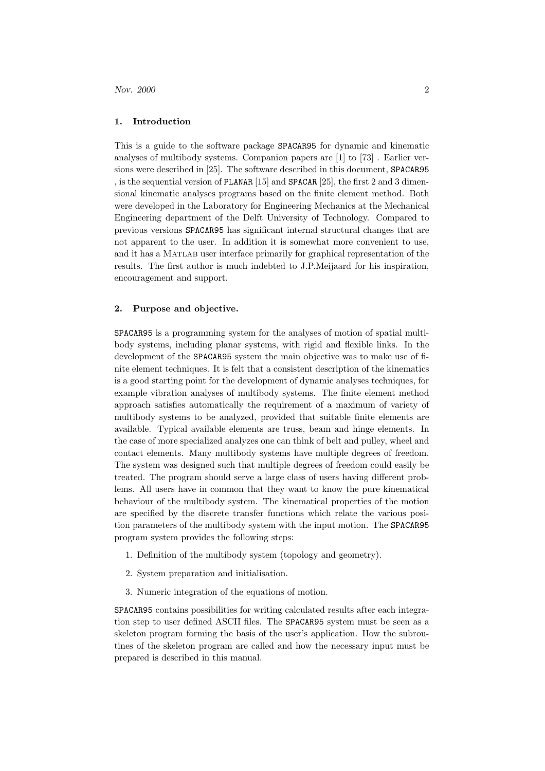## 1. Introduction

This is a guide to the software package SPACAR95 for dynamic and kinematic analyses of multibody systems. Companion papers are [1] to [73] . Earlier versions were described in [25]. The software described in this document, SPACAR95 , is the sequential version of PLANAR [15] and SPACAR [25], the first 2 and 3 dimensional kinematic analyses programs based on the finite element method. Both were developed in the Laboratory for Engineering Mechanics at the Mechanical Engineering department of the Delft University of Technology. Compared to previous versions SPACAR95 has significant internal structural changes that are not apparent to the user. In addition it is somewhat more convenient to use, and it has a MATLAB user interface primarily for graphical representation of the results. The first author is much indebted to J.P.Meijaard for his inspiration, encouragement and support.

## 2. Purpose and objective.

SPACAR95 is a programming system for the analyses of motion of spatial multibody systems, including planar systems, with rigid and flexible links. In the development of the SPACAR95 system the main objective was to make use of finite element techniques. It is felt that a consistent description of the kinematics is a good starting point for the development of dynamic analyses techniques, for example vibration analyses of multibody systems. The finite element method approach satisfies automatically the requirement of a maximum of variety of multibody systems to be analyzed, provided that suitable finite elements are available. Typical available elements are truss, beam and hinge elements. In the case of more specialized analyzes one can think of belt and pulley, wheel and contact elements. Many multibody systems have multiple degrees of freedom. The system was designed such that multiple degrees of freedom could easily be treated. The program should serve a large class of users having different problems. All users have in common that they want to know the pure kinematical behaviour of the multibody system. The kinematical properties of the motion are specified by the discrete transfer functions which relate the various position parameters of the multibody system with the input motion. The SPACAR95 program system provides the following steps:

1. Definition of the multibody system (topology and geometry).
2. System preparation and initialisation.
3. Numeric integration of the equations of motion.

SPACAR95 contains possibilities for writing calculated results after each integration step to user defined ASCII files. The SPACAR95 system must be seen as a skeleton program forming the basis of the user's application. How the subroutines of the skeleton program are called and how the necessary input must be prepared is described in this manual.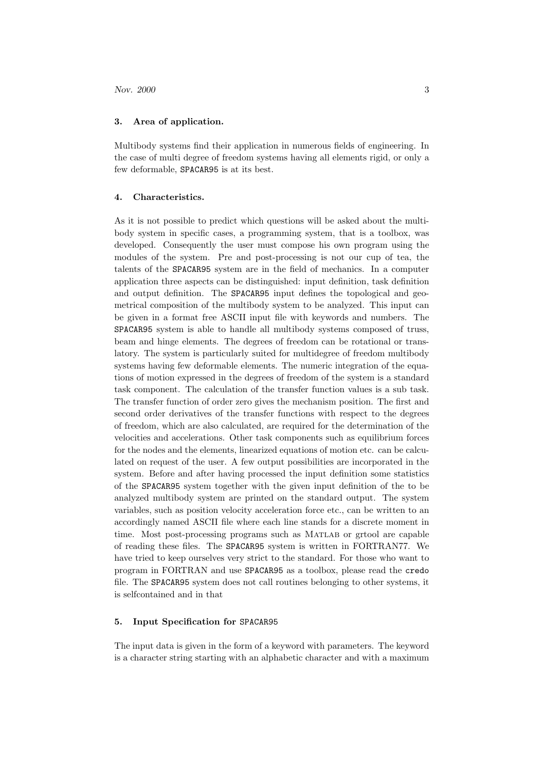## 3. Area of application.

Multibody systems find their application in numerous fields of engineering. In the case of multi degree of freedom systems having all elements rigid, or only a few deformable, `SPACAR95` is at its best.

## 4. Characteristics.

As it is not possible to predict which questions will be asked about the multibody system in specific cases, a programming system, that is a toolbox, was developed. Consequently the user must compose his own program using the modules of the system. Pre and post-processing is not our cup of tea, the talents of the `SPACAR95` system are in the field of mechanics. In a computer application three aspects can be distinguished: input definition, task definition and output definition. The `SPACAR95` input defines the topological and geometrical composition of the multibody system to be analyzed. This input can be given in a format free ASCII input file with keywords and numbers. The `SPACAR95` system is able to handle all multibody systems composed of truss, beam and hinge elements. The degrees of freedom can be rotational or translatory. The system is particularly suited for multidegree of freedom multibody systems having few deformable elements. The numeric integration of the equations of motion expressed in the degrees of freedom of the system is a standard task component. The calculation of the transfer function values is a sub task. The transfer function of order zero gives the mechanism position. The first and second order derivatives of the transfer functions with respect to the degrees of freedom, which are also calculated, are required for the determination of the velocities and accelerations. Other task components such as equilibrium forces for the nodes and the elements, linearized equations of motion etc. can be calculated on request of the user. A few output possibilities are incorporated in the system. Before and after having processed the input definition some statistics of the `SPACAR95` system together with the given input definition of the to be analyzed multibody system are printed on the standard output. The system variables, such as position velocity acceleration force etc., can be written to an accordingly named ASCII file where each line stands for a discrete moment in time. Most post-processing programs such as MATLAB or grtool are capable of reading these files. The `SPACAR95` system is written in FORTRAN77. We have tried to keep ourselves very strict to the standard. For those who want to program in FORTRAN and use `SPACAR95` as a toolbox, please read the `credo` file. The `SPACAR95` system does not call routines belonging to other systems, it is selfcontained and in that

## 5. Input Specification for `SPACAR95`

The input data is given in the form of a keyword with parameters. The keyword is a character string starting with an alphabetic character and with a maximum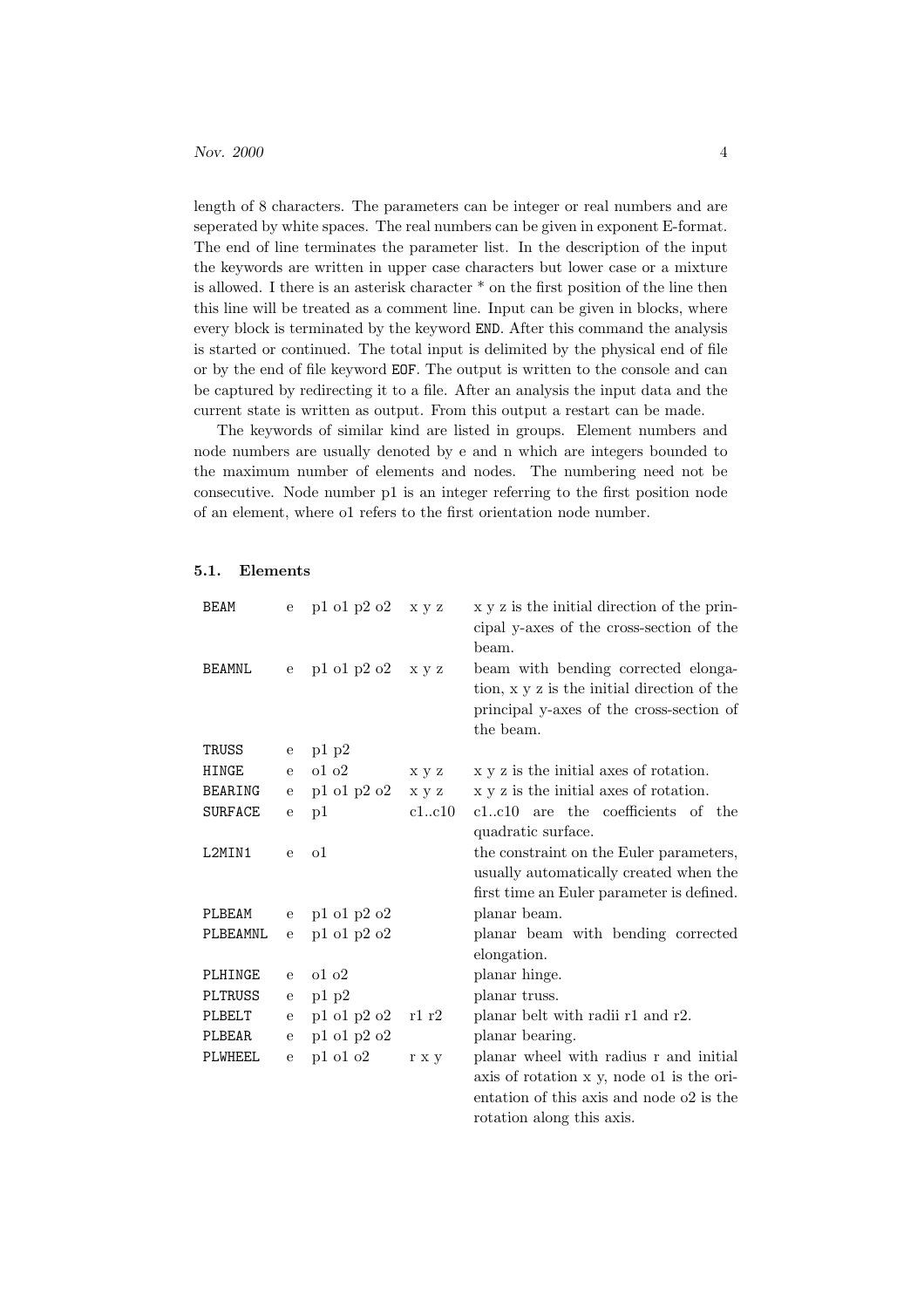length of 8 characters. The parameters can be integer or real numbers and are seperated by white spaces. The real numbers can be given in exponent E-format. The end of line terminates the parameter list. In the description of the input the keywords are written in upper case characters but lower case or a mixture is allowed. I there is an asterisk character * on the first position of the line then this line will be treated as a comment line. Input can be given in blocks, where every block is terminated by the keyword `END`. After this command the analysis is started or continued. The total input is delimited by the physical end of file or by the end of file keyword `EOF`. The output is written to the console and can be captured by redirecting it to a file. After an analysis the input data and the current state is written as output. From this output a restart can be made.

The keywords of similar kind are listed in groups. Element numbers and node numbers are usually denoted by e and n which are integers bounded to the maximum number of elements and nodes. The numbering need not be consecutive. Node number p1 is an integer referring to the first position node of an element, where o1 refers to the first orientation node number.

### 5.1. Elements

| | | | | |
|---|---|---|---|---|
| `BEAM` | e | p1 o1 p2 o2 | x y z | x y z is the initial direction of the principal y-axes of the cross-section of the beam. |
| `BEAMNL` | e | p1 o1 p2 o2 | x y z | beam with bending corrected elongation, x y z is the initial direction of the principal y-axes of the cross-section of the beam. |
| `TRUSS` | e | p1 p2 | | |
| `HINGE` | e | o1 o2 | x y z | x y z is the initial axes of rotation. |
| `BEARING` | e | p1 o1 p2 o2 | x y z | x y z is the initial axes of rotation. |
| `SURFACE` | e | p1 | c1..c10 | c1..c10 are the coefficients of the quadratic surface. |
| `L2MIN1` | e | o1 | | the constraint on the Euler parameters, usually automatically created when the first time an Euler parameter is defined. |
| `PLBEAM` | e | p1 o1 p2 o2 | | planar beam. |
| `PLBEAMNL` | e | p1 o1 p2 o2 | | planar beam with bending corrected elongation. |
| `PLHINGE` | e | o1 o2 | | planar hinge. |
| `PLTRUSS` | e | p1 p2 | | planar truss. |
| `PLBELT` | e | p1 o1 p2 o2 | r1 r2 | planar belt with radii r1 and r2. |
| `PLBEAR` | e | p1 o1 p2 o2 | | planar bearing. |
| `PLWHEEL` | e | p1 o1 o2 | r x y | planar wheel with radius r and initial axis of rotation x y, node o1 is the orientation of this axis and node o2 is the rotation along this axis. |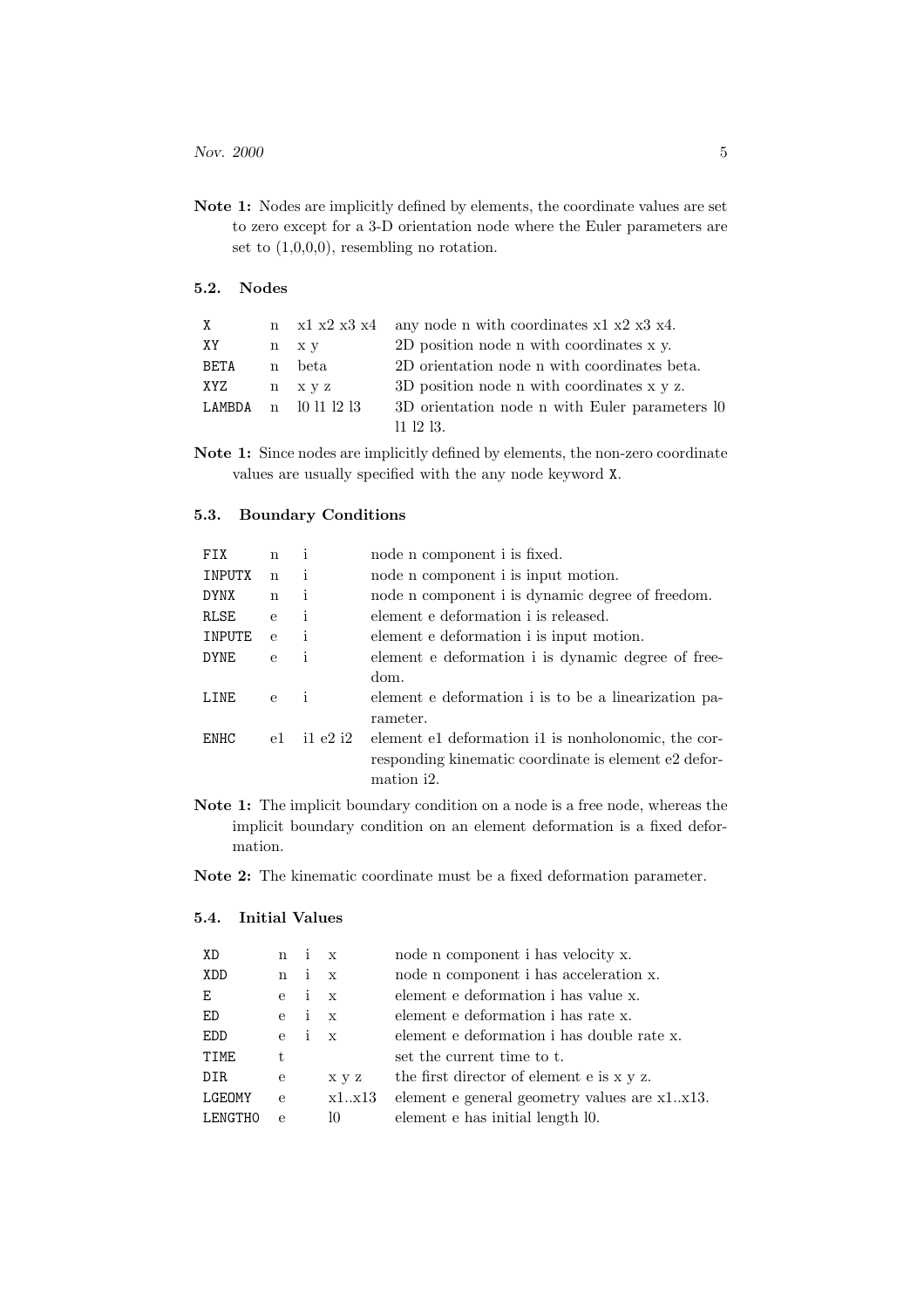**Note 1:** Nodes are implicitly defined by elements, the coordinate values are set to zero except for a 3-D orientation node where the Euler parameters are set to (1,0,0,0), resembling no rotation.

### 5.2. Nodes

| | | | |
|---|---|---|---|
| `X` | n | x1 x2 x3 x4 | any node n with coordinates x1 x2 x3 x4. |
| `XY` | n | x y | 2D position node n with coordinates x y. |
| `BETA` | n | beta | 2D orientation node n with coordinates beta. |
| `XYZ` | n | x y z | 3D position node n with coordinates x y z. |
| `LAMBDA` | n | l0 l1 l2 l3 | 3D orientation node n with Euler parameters l0 l1 l2 l3. |

**Note 1:** Since nodes are implicitly defined by elements, the non-zero coordinate values are usually specified with the any node keyword `X`.

### 5.3. Boundary Conditions

| | | | |
|---|---|---|---|
| `FIX` | n | i | node n component i is fixed. |
| `INPUTX` | n | i | node n component i is input motion. |
| `DYNX` | n | i | node n component i is dynamic degree of freedom. |
| `RLSE` | e | i | element e deformation i is released. |
| `INPUTE` | e | i | element e deformation i is input motion. |
| `DYNE` | e | i | element e deformation i is dynamic degree of freedom. |
| `LINE` | e | i | element e deformation i is to be a linearization parameter. |
| `ENHC` | e1 | i1 e2 i2 | element e1 deformation i1 is nonholonomic, the corresponding kinematic coordinate is element e2 deformation i2. |

**Note 1:** The implicit boundary condition on a node is a free node, whereas the implicit boundary condition on an element deformation is a fixed deformation.

**Note 2:** The kinematic coordinate must be a fixed deformation parameter.

### 5.4. Initial Values

| | | | | |
|---|---|---|---|---|
| `XD` | n | i | x | node n component i has velocity x. |
| `XDD` | n | i | x | node n component i has acceleration x. |
| `E` | e | i | x | element e deformation i has value x. |
| `ED` | e | i | x | element e deformation i has rate x. |
| `EDD` | e | i | x | element e deformation i has double rate x. |
| `TIME` | t | | | set the current time to t. |
| `DIR` | e | | x y z | the first director of element e is x y z. |
| `LGEOMY` | e | | x1..x13 | element e general geometry values are x1..x13. |
| `LENGTH0` | e | | l0 | element e has initial length l0. |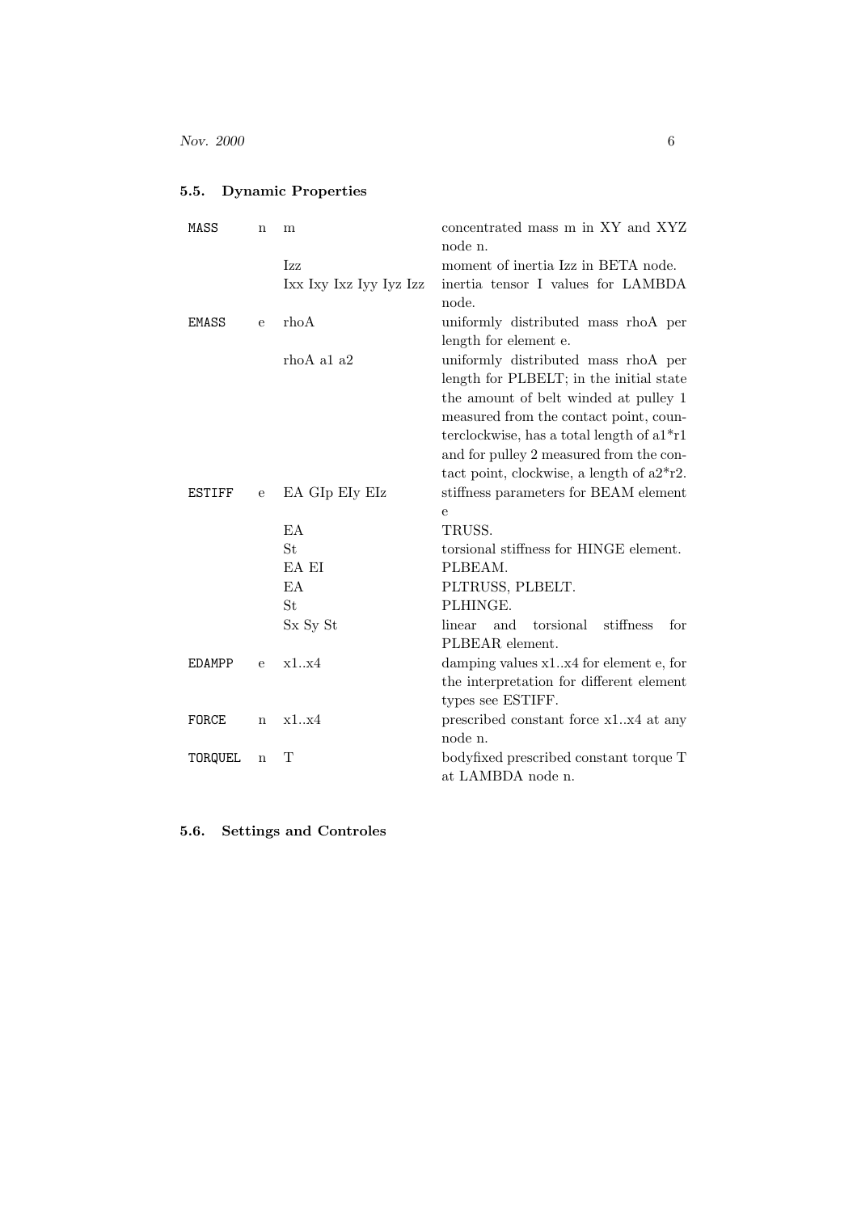## 5.5. Dynamic Properties

| | | | |
|---|---|---|---|
| MASS | n | m | concentrated mass m in XY and XYZ node n. |
| | | Izz | moment of inertia Izz in BETA node. |
| | | Ixx Ixy Ixz Iyy Iyz Izz | inertia tensor I values for LAMBDA node. |
| EMASS | e | rhoA | uniformly distributed mass rhoA per length for element e. |
| | | rhoA a1 a2 | uniformly distributed mass rhoA per length for PLBELT; in the initial state the amount of belt winded at pulley 1 measured from the contact point, counterclockwise, has a total length of a1*r1 and for pulley 2 measured from the contact point, clockwise, a length of a2*r2. |
| ESTIFF | e | EA GIp EIy EIz | stiffness parameters for BEAM element e |
| | | EA | TRUSS. |
| | | St | torsional stiffness for HINGE element. |
| | | EA EI | PLBEAM. |
| | | EA | PLTRUSS, PLBELT. |
| | | St | PLHINGE. |
| | | Sx Sy St | linear and torsional stiffness for PLBEAR element. |
| EDAMPP | e | x1..x4 | damping values x1..x4 for element e, for the interpretation for different element types see ESTIFF. |
| FORCE | n | x1..x4 | prescribed constant force x1..x4 at any node n. |
| TORQUEL | n | T | bodyfixed prescribed constant torque T at LAMBDA node n. |

## 5.6. Settings and Controles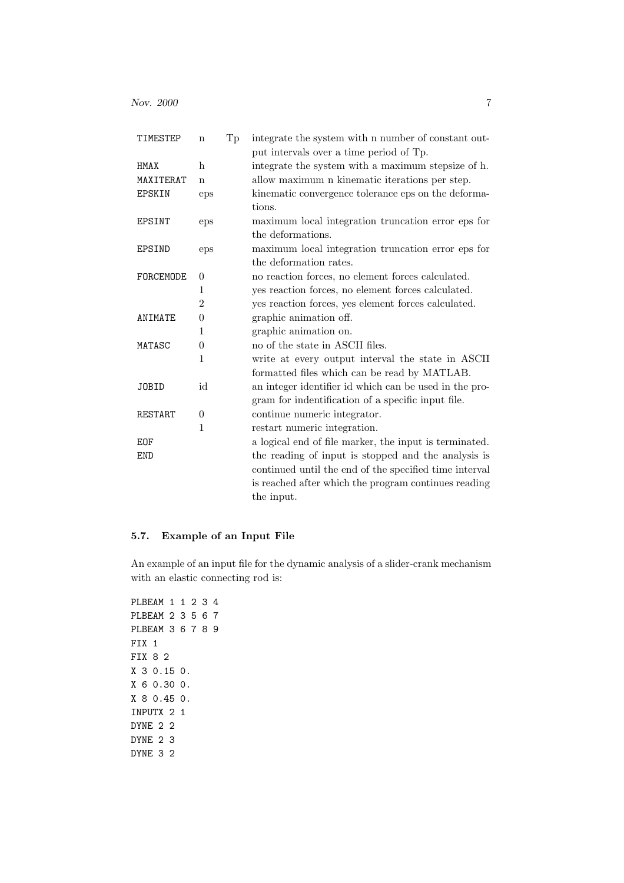| | | | |
|---|---|---|---|
| TIMESTEP | n | Tp | integrate the system with n number of constant output intervals over a time period of Tp. |
| HMAX | h | | integrate the system with a maximum stepsize of h. |
| MAXITERAT | n | | allow maximum n kinematic iterations per step. |
| EPSKIN | eps | | kinematic convergence tolerance eps on the deformations. |
| EPSINT | eps | | maximum local integration truncation error eps for the deformations. |
| EPSIND | eps | | maximum local integration truncation error eps for the deformation rates. |
| FORCEMODE | 0 | | no reaction forces, no element forces calculated. |
| | 1 | | yes reaction forces, no element forces calculated. |
| | 2 | | yes reaction forces, yes element forces calculated. |
| ANIMATE | 0 | | graphic animation off. |
| | 1 | | graphic animation on. |
| MATASC | 0 | | no of the state in ASCII files. |
| | 1 | | write at every output interval the state in ASCII formatted files which can be read by MATLAB. |
| JOBID | id | | an integer identifier id which can be used in the program for indentification of a specific input file. |
| RESTART | 0 | | continue numeric integrator. |
| | 1 | | restart numeric integration. |
| EOF | | | a logical end of file marker, the input is terminated. |
| END | | | the reading of input is stopped and the analysis is continued until the end of the specified time interval is reached after which the program continues reading the input. |

### 5.7. Example of an Input File

An example of an input file for the dynamic analysis of a slider-crank mechanism with an elastic connecting rod is:

```
PLBEAM 1 1 2 3 4
PLBEAM 2 3 5 6 7
PLBEAM 3 6 7 8 9
FIX 1
FIX 8 2
X 3 0.15 0.
X 6 0.30 0.
X 8 0.45 0.
INPUTX 2 1
DYNE 2 2
DYNE 2 3
DYNE 3 2
```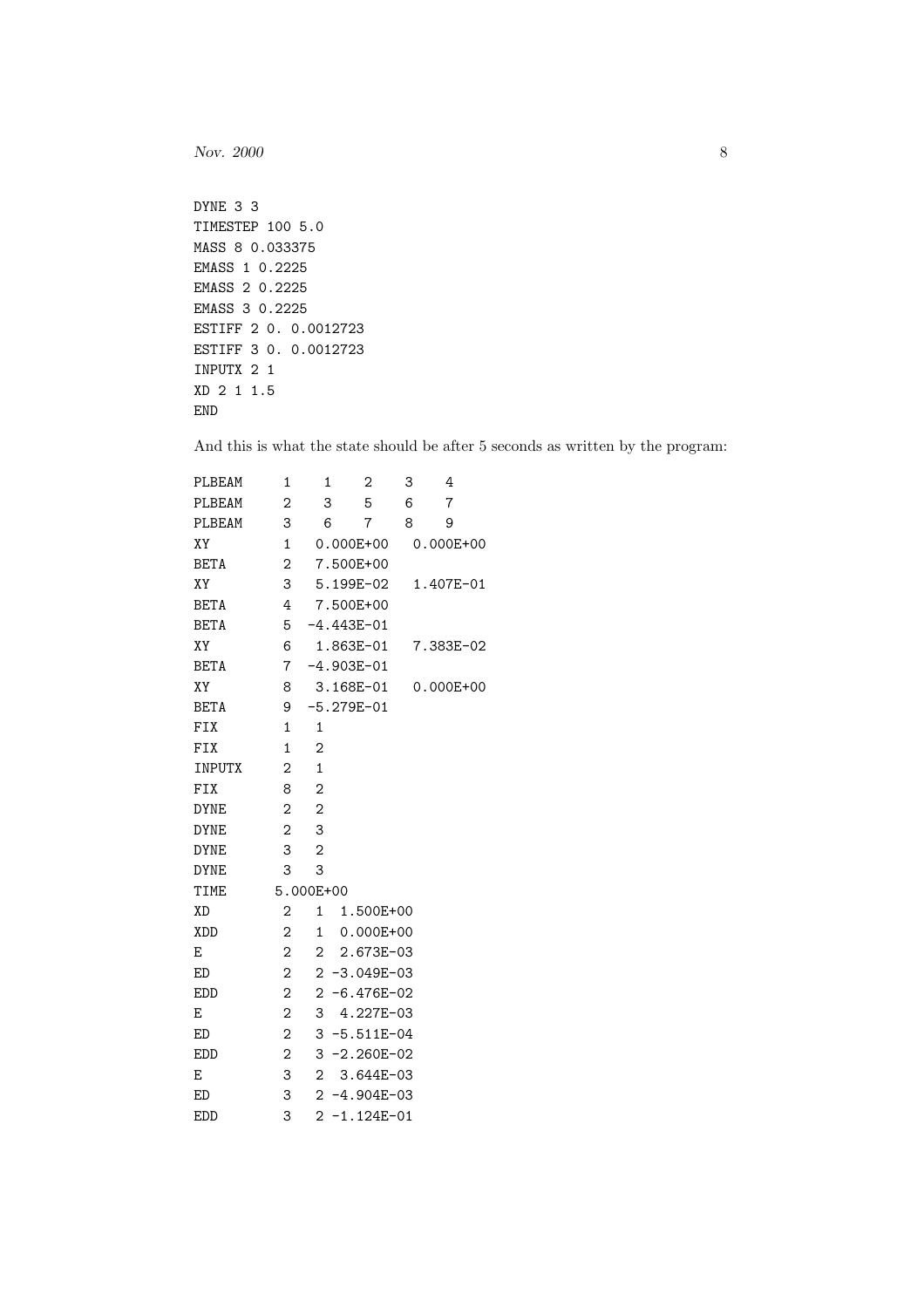```
DYNE 3 3
TIMESTEP 100 5.0
MASS 8 0.033375
EMASS 1 0.2225
EMASS 2 0.2225
EMASS 3 0.2225
ESTIFF 2 0. 0.0012723
ESTIFF 3 0. 0.0012723
INPUTX 2 1
XD 2 1 1.5
END
```

And this is what the state should be after 5 seconds as written by the program:

```
PLBEAM     1    1    2    3    4
PLBEAM     2    3    5    6    7
PLBEAM     3    6    7    8    9
XY         1   0.000E+00   0.000E+00
BETA       2   7.500E+00
XY         3   5.199E-02   1.407E-01
BETA       4   7.500E+00
BETA       5  -4.443E-01
XY         6   1.863E-01   7.383E-02
BETA       7  -4.903E-01
XY         8   3.168E-01   0.000E+00
BETA       9  -5.279E-01
FIX        1   1
FIX        1   2
INPUTX     2   1
FIX        8   2
DYNE       2   2
DYNE       2   3
DYNE       3   2
DYNE       3   3
TIME      5.000E+00
XD         2   1  1.500E+00
XDD        2   1  0.000E+00
E          2   2  2.673E-03
ED         2   2 -3.049E-03
EDD        2   2 -6.476E-02
E          2   3  4.227E-03
ED         2   3 -5.511E-04
EDD        2   3 -2.260E-02
E          3   2  3.644E-03
ED         3   2 -4.904E-03
EDD        3   2 -1.124E-01
```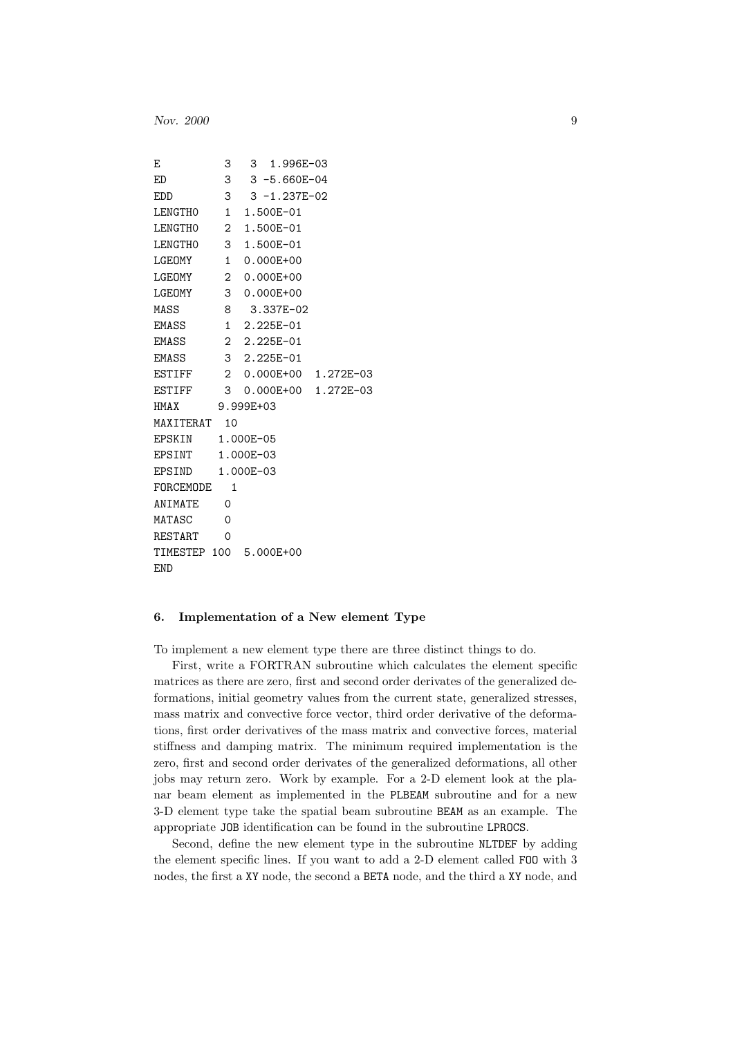```
E           3   3  1.996E-03
ED          3   3 -5.660E-04
EDD         3   3 -1.237E-02
LENGTH0     1  1.500E-01
LENGTH0     2  1.500E-01
LENGTH0     3  1.500E-01
LGEOMY      1  0.000E+00
LGEOMY      2  0.000E+00
LGEOMY      3  0.000E+00
MASS        8   3.337E-02
EMASS       1  2.225E-01
EMASS       2  2.225E-01
EMASS       3  2.225E-01
ESTIFF      2  0.000E+00  1.272E-03
ESTIFF      3  0.000E+00  1.272E-03
HMAX      9.999E+03
MAXITERAT  10
EPSKIN    1.000E-05
EPSINT    1.000E-03
EPSIND    1.000E-03
FORCEMODE   1
ANIMATE    0
MATASC     0
RESTART    0
TIMESTEP 100  5.000E+00
END
```

## 6. Implementation of a New element Type

To implement a new element type there are three distinct things to do.

First, write a FORTRAN subroutine which calculates the element specific matrices as there are zero, first and second order derivates of the generalized deformations, initial geometry values from the current state, generalized stresses, mass matrix and convective force vector, third order derivative of the deformations, first order derivatives of the mass matrix and convective forces, material stiffness and damping matrix. The minimum required implementation is the zero, first and second order derivates of the generalized deformations, all other jobs may return zero. Work by example. For a 2-D element look at the planar beam element as implemented in the `PLBEAM` subroutine and for a new 3-D element type take the spatial beam subroutine `BEAM` as an example. The appropriate `JOB` identification can be found in the subroutine `LPROCS`.

Second, define the new element type in the subroutine `NLTDEF` by adding the element specific lines. If you want to add a 2-D element called `FOO` with 3 nodes, the first a `XY` node, the second a `BETA` node, and the third a `XY` node, and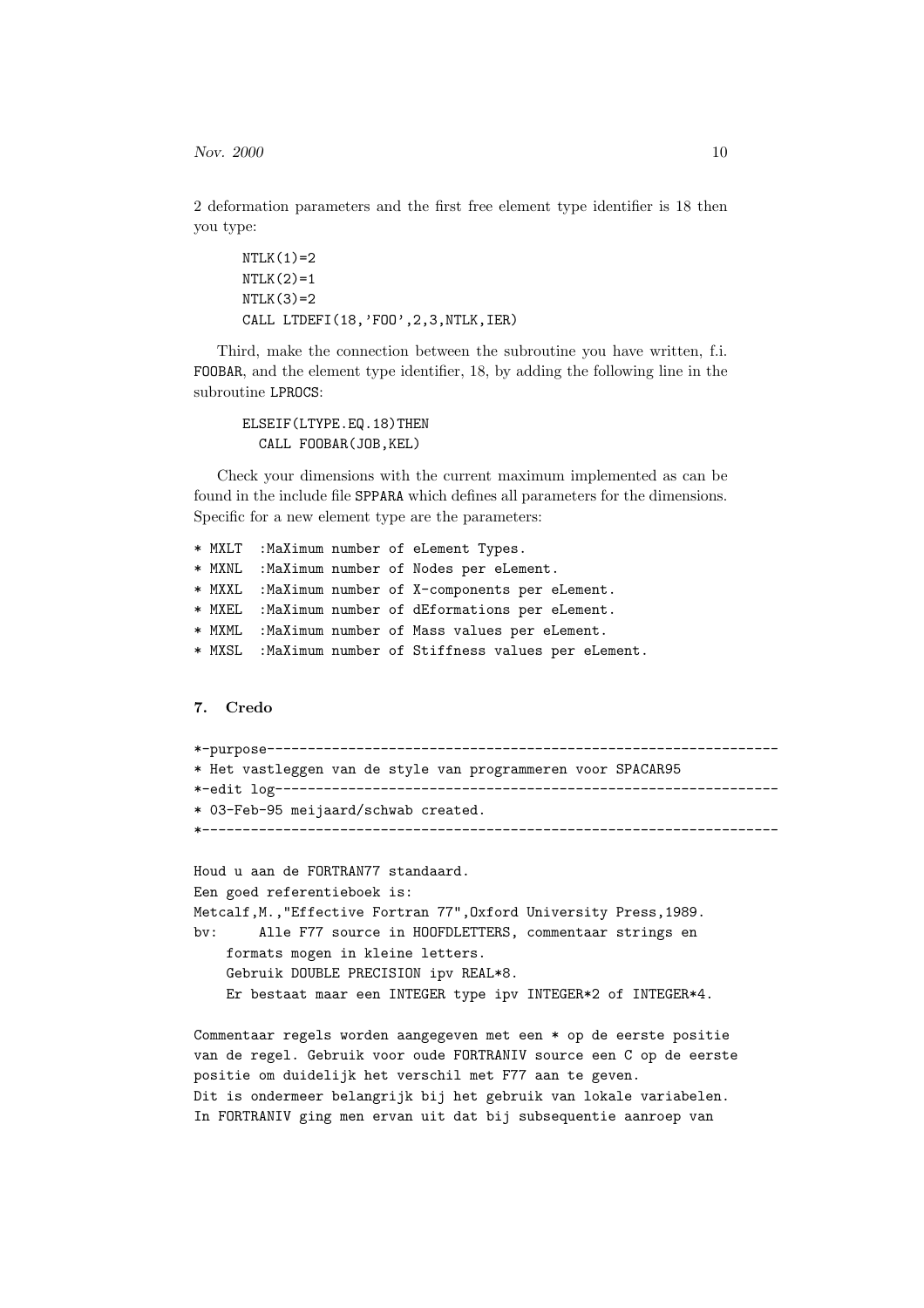2 deformation parameters and the first free element type identifier is 18 then you type:

```
NTLK(1)=2
NTLK(2)=1
NTLK(3)=2
CALL LTDEFI(18,'FOO',2,3,NTLK,IER)
```

Third, make the connection between the subroutine you have written, f.i. `FOOBAR`, and the element type identifier, 18, by adding the following line in the subroutine `LPROCS`:

```
ELSEIF(LTYPE.EQ.18)THEN
  CALL FOOBAR(JOB,KEL)
```

Check your dimensions with the current maximum implemented as can be found in the include file `SPPARA` which defines all parameters for the dimensions. Specific for a new element type are the parameters:

```
* MXLT  :MaXimum number of eLement Types.
* MXNL  :MaXimum number of Nodes per eLement.
* MXXL  :MaXimum number of X-components per eLement.
* MXEL  :MaXimum number of dEformations per eLement.
* MXML  :MaXimum number of Mass values per eLement.
* MXSL  :MaXimum number of Stiffness values per eLement.
```

## 7. Credo

```
*-purpose---------------------------------------------------------------
* Het vastleggen van de style van programmeren voor SPACAR95
*-edit log--------------------------------------------------------------
* 03-Feb-95 meijaard/schwab created.
*-----------------------------------------------------------------------

Houd u aan de FORTRAN77 standaard.
Een goed referentieboek is:
Metcalf,M.,"Effective Fortran 77",Oxford University Press,1989.
bv:     Alle F77 source in HOOFDLETTERS, commentaar strings en
    formats mogen in kleine letters.
    Gebruik DOUBLE PRECISION ipv REAL*8.
    Er bestaat maar een INTEGER type ipv INTEGER*2 of INTEGER*4.

Commentaar regels worden aangegeven met een * op de eerste positie
van de regel. Gebruik voor oude FORTRANIV source een C op de eerste
positie om duidelijk het verschil met F77 aan te geven.
Dit is ondermeer belangrijk bij het gebruik van lokale variabelen.
In FORTRANIV ging men ervan uit dat bij subsequentie aanroep van
```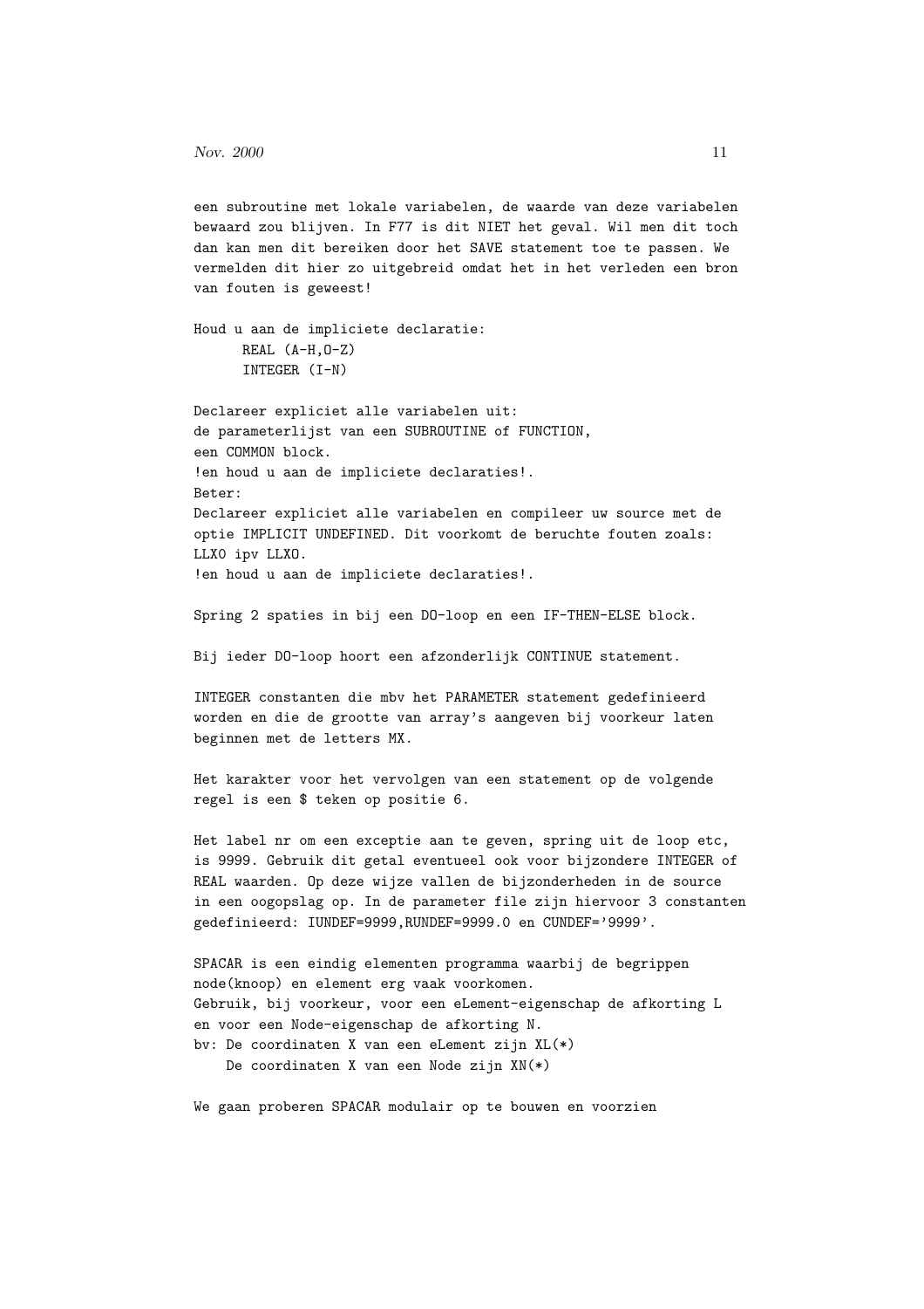een subroutine met lokale variabelen, de waarde van deze variabelen bewaard zou blijven. In F77 is dit NIET het geval. Wil men dit toch dan kan men dit bereiken door het SAVE statement toe te passen. We vermelden dit hier zo uitgebreid omdat het in het verleden een bron van fouten is geweest!

Houd u aan de impliciete declaratie:

```
      REAL (A-H,O-Z)
      INTEGER (I-N)
```

Declareer expliciet alle variabelen uit:
de parameterlijst van een SUBROUTINE of FUNCTION,
een COMMON block.
!en houd u aan de impliciete declaraties!.
Beter:
Declareer expliciet alle variabelen en compileer uw source met de optie IMPLICIT UNDEFINED. Dit voorkomt de beruchte fouten zoals: LLX0 ipv LLXO.
!en houd u aan de impliciete declaraties!.

Spring 2 spaties in bij een DO-loop en een IF-THEN-ELSE block.

Bij ieder DO-loop hoort een afzonderlijk CONTINUE statement.

INTEGER constanten die mbv het PARAMETER statement gedefinieerd worden en die de grootte van array's aangeven bij voorkeur laten beginnen met de letters MX.

Het karakter voor het vervolgen van een statement op de volgende regel is een $ teken op positie 6.

Het label nr om een exceptie aan te geven, spring uit de loop etc, is 9999. Gebruik dit getal eventueel ook voor bijzondere INTEGER of REAL waarden. Op deze wijze vallen de bijzonderheden in de source in een oogopslag op. In de parameter file zijn hiervoor 3 constanten gedefinieerd: IUNDEF=9999,RUNDEF=9999.0 en CUNDEF='9999'.

SPACAR is een eindig elementen programma waarbij de begrippen node(knoop) en element erg vaak voorkomen.
Gebruik, bij voorkeur, voor een eLement-eigenschap de afkorting L en voor een Node-eigenschap de afkorting N.
bv: De coordinaten X van een eLement zijn XL(*)
    De coordinaten X van een Node zijn XN(*)

We gaan proberen SPACAR modulair op te bouwen en voorzien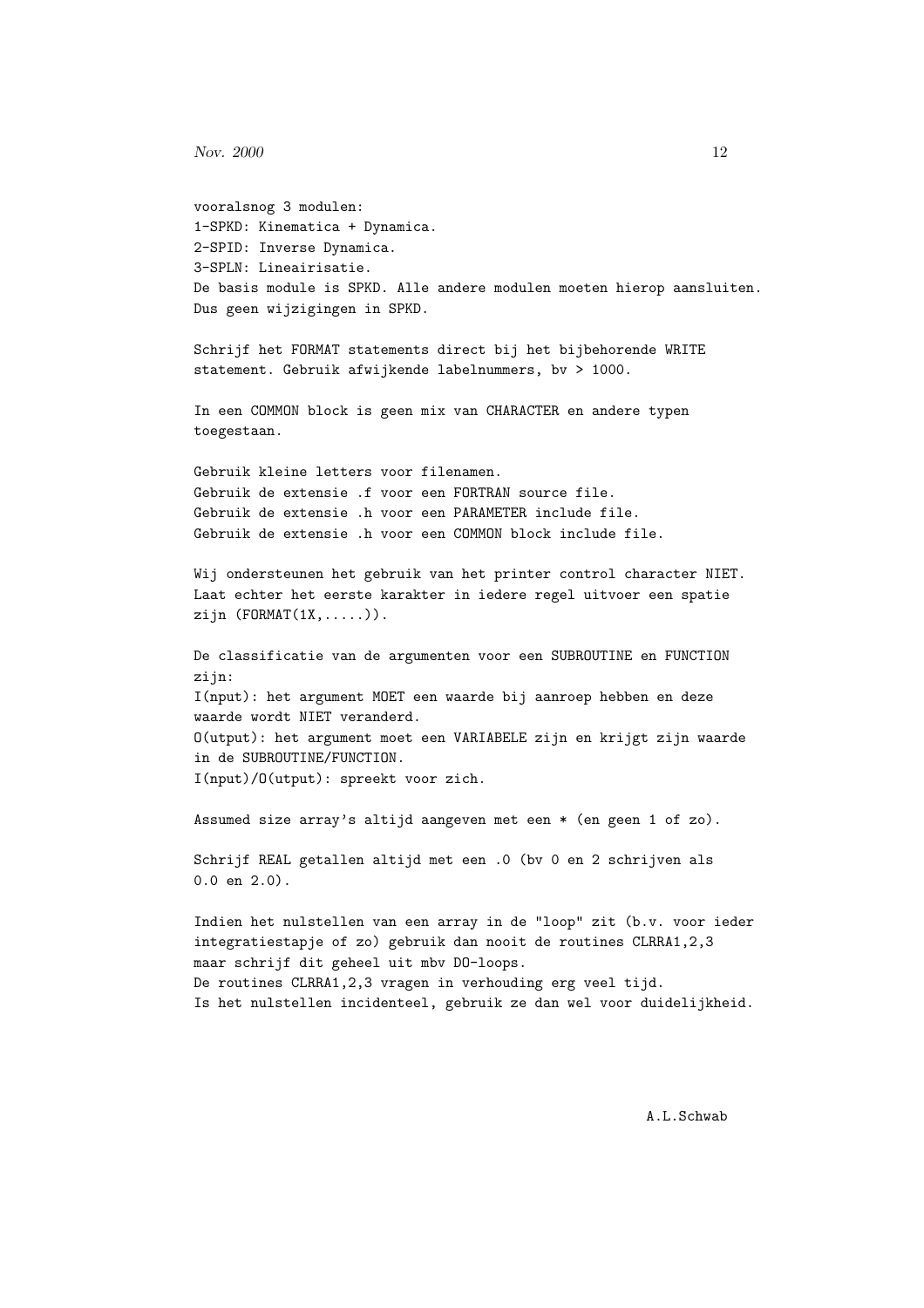vooralsnog 3 modulen:
1-SPKD: Kinematica + Dynamica.
2-SPID: Inverse Dynamica.
3-SPLN: Lineairisatie.
De basis module is SPKD. Alle andere modulen moeten hierop aansluiten.
Dus geen wijzigingen in SPKD.

Schrijf het FORMAT statements direct bij het bijbehorende WRITE
statement. Gebruik afwijkende labelnummers, bv > 1000.

In een COMMON block is geen mix van CHARACTER en andere typen
toegestaan.

Gebruik kleine letters voor filenamen.
Gebruik de extensie .f voor een FORTRAN source file.
Gebruik de extensie .h voor een PARAMETER include file.
Gebruik de extensie .h voor een COMMON block include file.

Wij ondersteunen het gebruik van het printer control character NIET.
Laat echter het eerste karakter in iedere regel uitvoer een spatie
zijn (FORMAT(1X,.....)).

De classificatie van de argumenten voor een SUBROUTINE en FUNCTION
zijn:
I(nput): het argument MOET een waarde bij aanroep hebben en deze
waarde wordt NIET veranderd.
O(utput): het argument moet een VARIABELE zijn en krijgt zijn waarde
in de SUBROUTINE/FUNCTION.
I(nput)/O(utput): spreekt voor zich.

Assumed size array's altijd aangeven met een * (en geen 1 of zo).

Schrijf REAL getallen altijd met een .0 (bv 0 en 2 schrijven als
0.0 en 2.0).

Indien het nulstellen van een array in de "loop" zit (b.v. voor ieder
integratiestapje of zo) gebruik dan nooit de routines CLRRA1,2,3
maar schrijf dit geheel uit mbv DO-loops.
De routines CLRRA1,2,3 vragen in verhouding erg veel tijd.
Is het nulstellen incidenteel, gebruik ze dan wel voor duidelijkheid.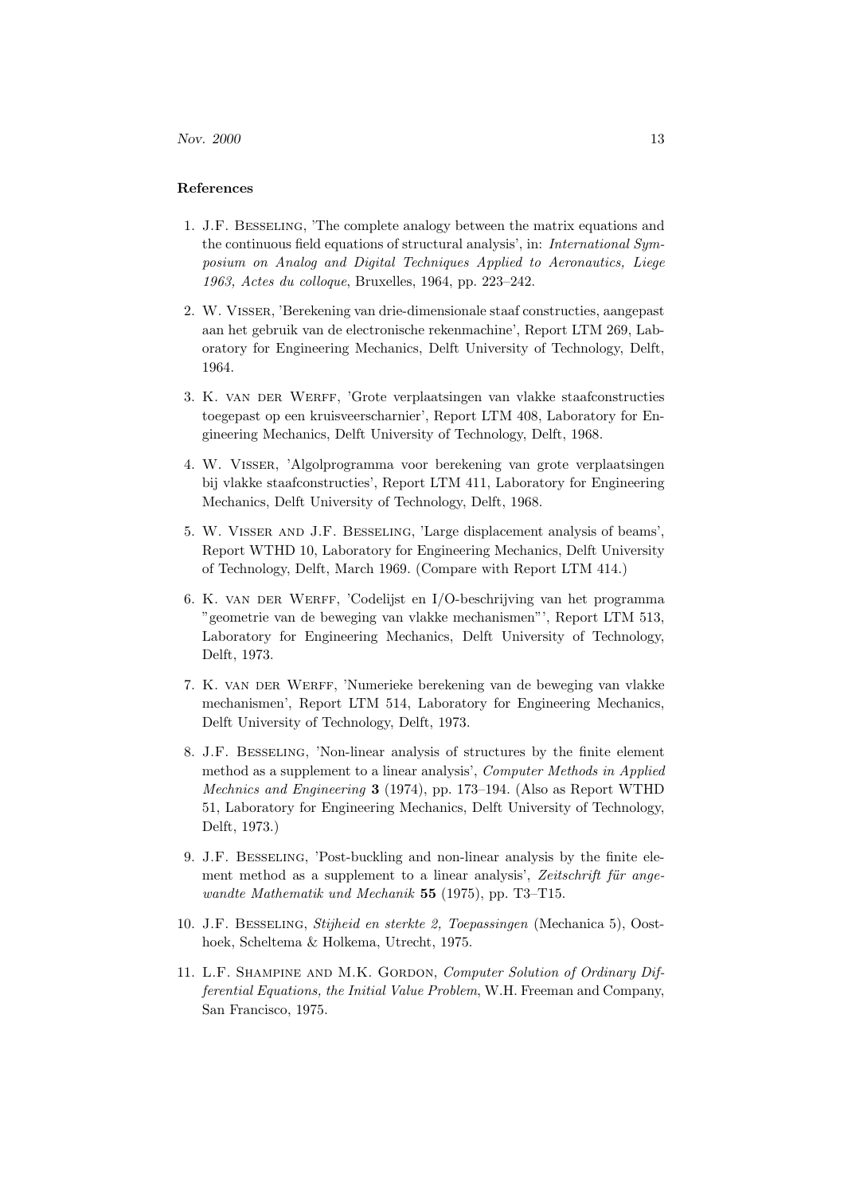**References**

1. J.F. Besseling, 'The complete analogy between the matrix equations and the continuous field equations of structural analysis', in: *International Symposium on Analog and Digital Techniques Applied to Aeronautics, Liege 1963, Actes du colloque*, Bruxelles, 1964, pp. 223–242.

2. W. Visser, 'Berekening van drie-dimensionale staaf constructies, aangepast aan het gebruik van de electronische rekenmachine', Report LTM 269, Laboratory for Engineering Mechanics, Delft University of Technology, Delft, 1964.

3. K. van der Werff, 'Grote verplaatsingen van vlakke staafconstructies toegepast op een kruisveerscharnier', Report LTM 408, Laboratory for Engineering Mechanics, Delft University of Technology, Delft, 1968.

4. W. Visser, 'Algolprogramma voor berekening van grote verplaatsingen bij vlakke staafconstructies', Report LTM 411, Laboratory for Engineering Mechanics, Delft University of Technology, Delft, 1968.

5. W. Visser and J.F. Besseling, 'Large displacement analysis of beams', Report WTHD 10, Laboratory for Engineering Mechanics, Delft University of Technology, Delft, March 1969. (Compare with Report LTM 414.)

6. K. van der Werff, 'Codelijst en I/O-beschrijving van het programma "geometrie van de beweging van vlakke mechanismen"', Report LTM 513, Laboratory for Engineering Mechanics, Delft University of Technology, Delft, 1973.

7. K. van der Werff, 'Numerieke berekening van de beweging van vlakke mechanismen', Report LTM 514, Laboratory for Engineering Mechanics, Delft University of Technology, Delft, 1973.

8. J.F. Besseling, 'Non-linear analysis of structures by the finite element method as a supplement to a linear analysis', *Computer Methods in Applied Mechnics and Engineering* **3** (1974), pp. 173–194. (Also as Report WTHD 51, Laboratory for Engineering Mechanics, Delft University of Technology, Delft, 1973.)

9. J.F. Besseling, 'Post-buckling and non-linear analysis by the finite element method as a supplement to a linear analysis', *Zeitschrift für angewandte Mathematik und Mechanik* **55** (1975), pp. T3–T15.

10. J.F. Besseling, *Stijheid en sterkte 2, Toepassingen* (Mechanica 5), Oosthoek, Scheltema & Holkema, Utrecht, 1975.

11. L.F. Shampine and M.K. Gordon, *Computer Solution of Ordinary Differential Equations, the Initial Value Problem*, W.H. Freeman and Company, San Francisco, 1975.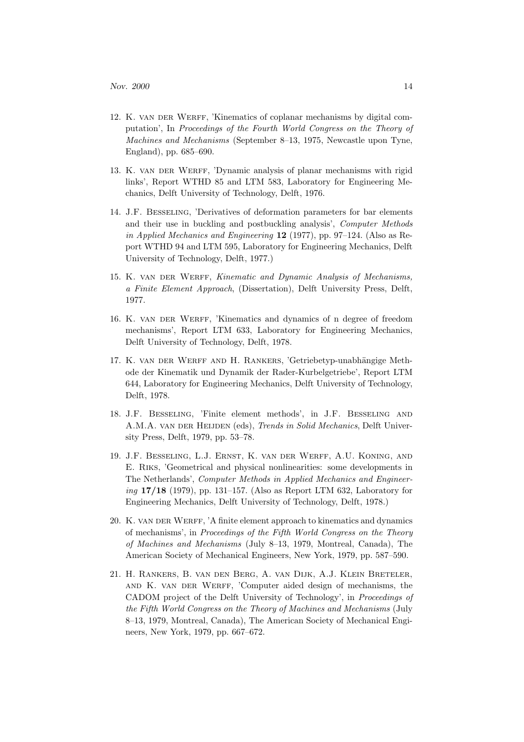12. K. van der Werff, 'Kinematics of coplanar mechanisms by digital computation', In *Proceedings of the Fourth World Congress on the Theory of Machines and Mechanisms* (September 8–13, 1975, Newcastle upon Tyne, England), pp. 685–690.

13. K. van der Werff, 'Dynamic analysis of planar mechanisms with rigid links', Report WTHD 85 and LTM 583, Laboratory for Engineering Mechanics, Delft University of Technology, Delft, 1976.

14. J.F. Besseling, 'Derivatives of deformation parameters for bar elements and their use in buckling and postbuckling analysis', *Computer Methods in Applied Mechanics and Engineering* **12** (1977), pp. 97–124. (Also as Report WTHD 94 and LTM 595, Laboratory for Engineering Mechanics, Delft University of Technology, Delft, 1977.)

15. K. van der Werff, *Kinematic and Dynamic Analysis of Mechanisms, a Finite Element Approach*, (Dissertation), Delft University Press, Delft, 1977.

16. K. van der Werff, 'Kinematics and dynamics of n degree of freedom mechanisms', Report LTM 633, Laboratory for Engineering Mechanics, Delft University of Technology, Delft, 1978.

17. K. van der Werff and H. Rankers, 'Getriebetyp-unabhängige Methode der Kinematik und Dynamik der Rader-Kurbelgetriebe', Report LTM 644, Laboratory for Engineering Mechanics, Delft University of Technology, Delft, 1978.

18. J.F. Besseling, 'Finite element methods', in J.F. Besseling and A.M.A. van der Heijden (eds), *Trends in Solid Mechanics*, Delft University Press, Delft, 1979, pp. 53–78.

19. J.F. Besseling, L.J. Ernst, K. van der Werff, A.U. Koning, and E. Riks, 'Geometrical and physical nonlinearities: some developments in The Netherlands', *Computer Methods in Applied Mechanics and Engineering* **17/18** (1979), pp. 131–157. (Also as Report LTM 632, Laboratory for Engineering Mechanics, Delft University of Technology, Delft, 1978.)

20. K. van der Werff, 'A finite element approach to kinematics and dynamics of mechanisms', in *Proceedings of the Fifth World Congress on the Theory of Machines and Mechanisms* (July 8–13, 1979, Montreal, Canada), The American Society of Mechanical Engineers, New York, 1979, pp. 587–590.

21. H. Rankers, B. van den Berg, A. van Dijk, A.J. Klein Breteler, and K. van der Werff, 'Computer aided design of mechanisms, the CADOM project of the Delft University of Technology', in *Proceedings of the Fifth World Congress on the Theory of Machines and Mechanisms* (July 8–13, 1979, Montreal, Canada), The American Society of Mechanical Engineers, New York, 1979, pp. 667–672.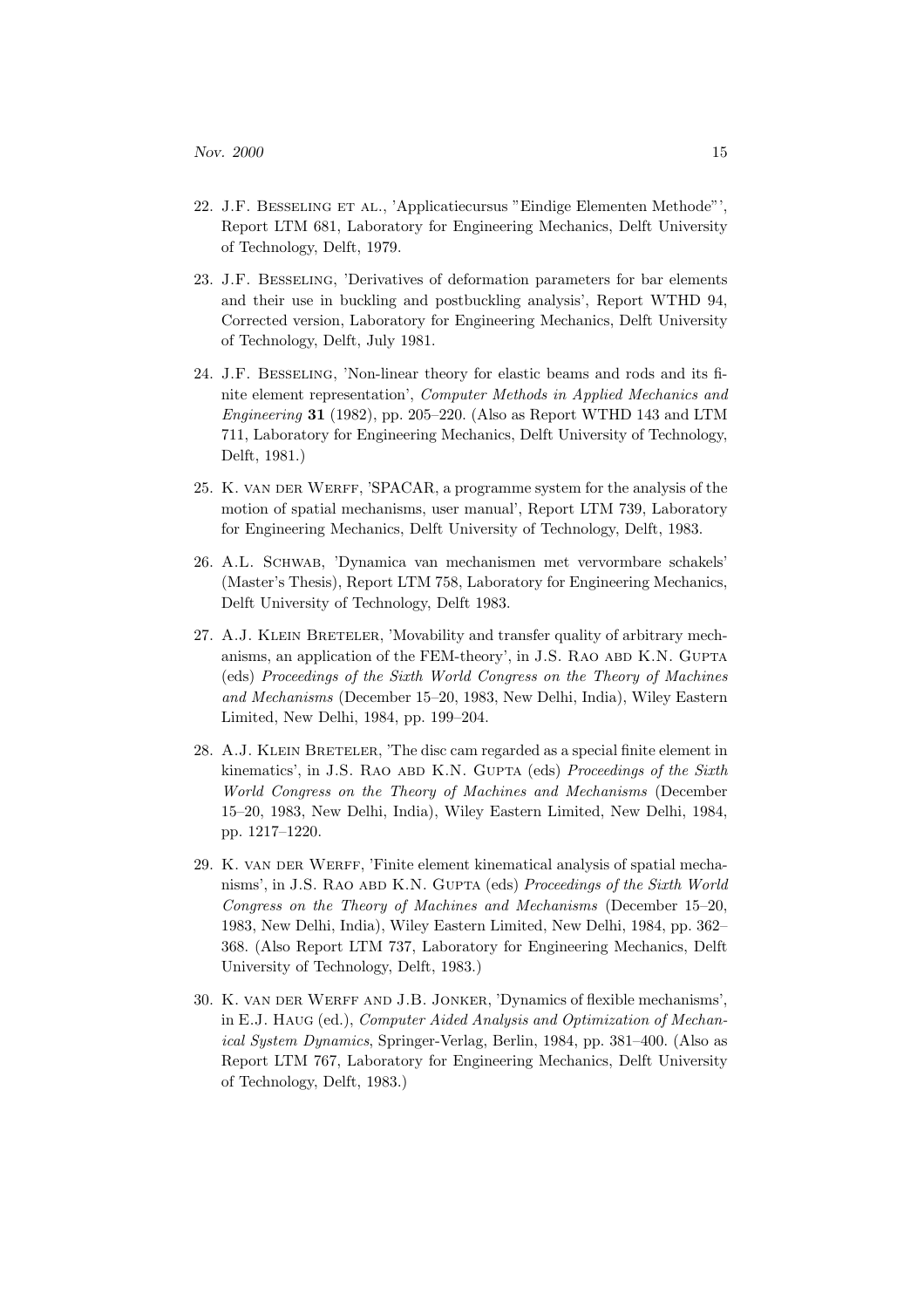22. J.F. Besseling et al., 'Applicatiecursus "Eindige Elementen Methode"', Report LTM 681, Laboratory for Engineering Mechanics, Delft University of Technology, Delft, 1979.

23. J.F. Besseling, 'Derivatives of deformation parameters for bar elements and their use in buckling and postbuckling analysis', Report WTHD 94, Corrected version, Laboratory for Engineering Mechanics, Delft University of Technology, Delft, July 1981.

24. J.F. Besseling, 'Non-linear theory for elastic beams and rods and its finite element representation', *Computer Methods in Applied Mechanics and Engineering* **31** (1982), pp. 205–220. (Also as Report WTHD 143 and LTM 711, Laboratory for Engineering Mechanics, Delft University of Technology, Delft, 1981.)

25. K. van der Werff, 'SPACAR, a programme system for the analysis of the motion of spatial mechanisms, user manual', Report LTM 739, Laboratory for Engineering Mechanics, Delft University of Technology, Delft, 1983.

26. A.L. Schwab, 'Dynamica van mechanismen met vervormbare schakels' (Master's Thesis), Report LTM 758, Laboratory for Engineering Mechanics, Delft University of Technology, Delft 1983.

27. A.J. Klein Breteler, 'Movability and transfer quality of arbitrary mechanisms, an application of the FEM-theory', in J.S. Rao abd K.N. Gupta (eds) *Proceedings of the Sixth World Congress on the Theory of Machines and Mechanisms* (December 15–20, 1983, New Delhi, India), Wiley Eastern Limited, New Delhi, 1984, pp. 199–204.

28. A.J. Klein Breteler, 'The disc cam regarded as a special finite element in kinematics', in J.S. Rao abd K.N. Gupta (eds) *Proceedings of the Sixth World Congress on the Theory of Machines and Mechanisms* (December 15–20, 1983, New Delhi, India), Wiley Eastern Limited, New Delhi, 1984, pp. 1217–1220.

29. K. van der Werff, 'Finite element kinematical analysis of spatial mechanisms', in J.S. Rao abd K.N. Gupta (eds) *Proceedings of the Sixth World Congress on the Theory of Machines and Mechanisms* (December 15–20, 1983, New Delhi, India), Wiley Eastern Limited, New Delhi, 1984, pp. 362–368. (Also Report LTM 737, Laboratory for Engineering Mechanics, Delft University of Technology, Delft, 1983.)

30. K. van der Werff and J.B. Jonker, 'Dynamics of flexible mechanisms', in E.J. Haug (ed.), *Computer Aided Analysis and Optimization of Mechanical System Dynamics*, Springer-Verlag, Berlin, 1984, pp. 381–400. (Also as Report LTM 767, Laboratory for Engineering Mechanics, Delft University of Technology, Delft, 1983.)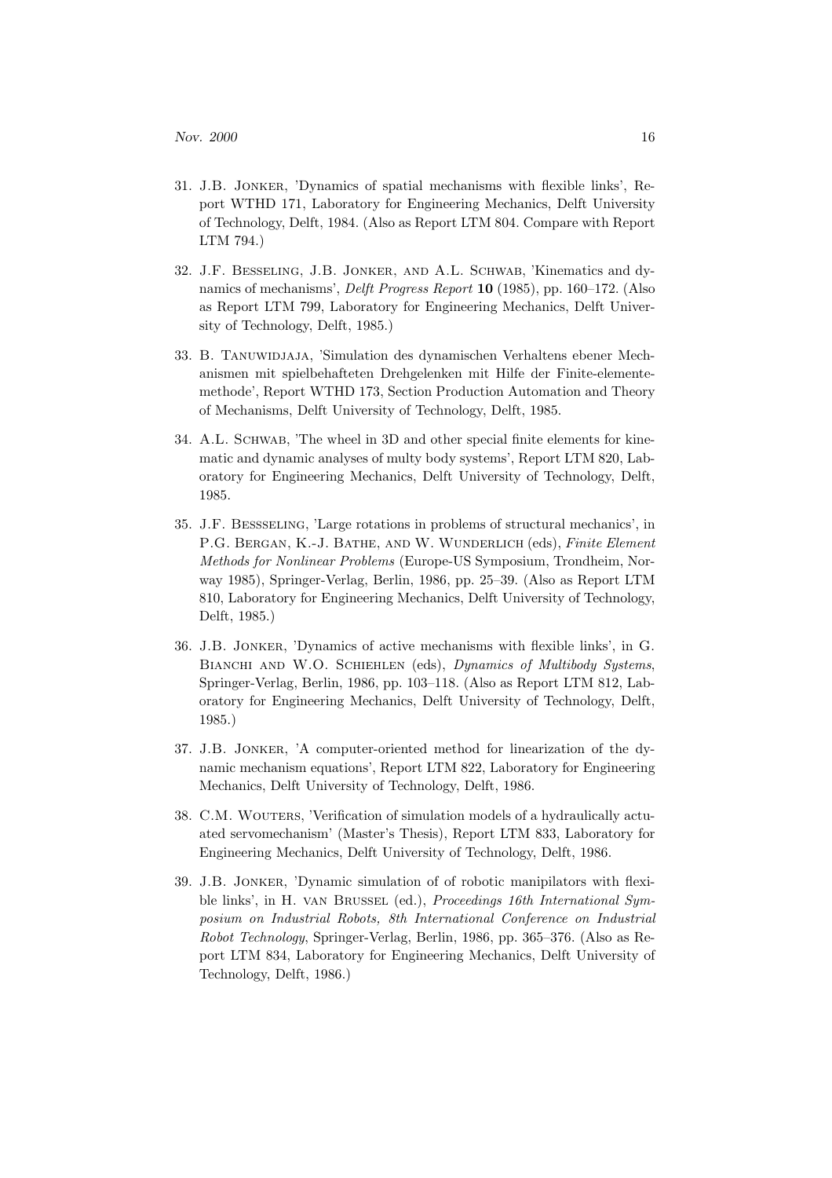31. J.B. Jonker, 'Dynamics of spatial mechanisms with flexible links', Report WTHD 171, Laboratory for Engineering Mechanics, Delft University of Technology, Delft, 1984. (Also as Report LTM 804. Compare with Report LTM 794.)

32. J.F. Besseling, J.B. Jonker, and A.L. Schwab, 'Kinematics and dynamics of mechanisms', *Delft Progress Report* **10** (1985), pp. 160–172. (Also as Report LTM 799, Laboratory for Engineering Mechanics, Delft University of Technology, Delft, 1985.)

33. B. Tanuwidjaja, 'Simulation des dynamischen Verhaltens ebener Mechanismen mit spielbehafteten Drehgelenken mit Hilfe der Finite-elementemethode', Report WTHD 173, Section Production Automation and Theory of Mechanisms, Delft University of Technology, Delft, 1985.

34. A.L. Schwab, 'The wheel in 3D and other special finite elements for kinematic and dynamic analyses of multy body systems', Report LTM 820, Laboratory for Engineering Mechanics, Delft University of Technology, Delft, 1985.

35. J.F. Bessseling, 'Large rotations in problems of structural mechanics', in P.G. Bergan, K.-J. Bathe, and W. Wunderlich (eds), *Finite Element Methods for Nonlinear Problems* (Europe-US Symposium, Trondheim, Norway 1985), Springer-Verlag, Berlin, 1986, pp. 25–39. (Also as Report LTM 810, Laboratory for Engineering Mechanics, Delft University of Technology, Delft, 1985.)

36. J.B. Jonker, 'Dynamics of active mechanisms with flexible links', in G. Bianchi and W.O. Schiehlen (eds), *Dynamics of Multibody Systems*, Springer-Verlag, Berlin, 1986, pp. 103–118. (Also as Report LTM 812, Laboratory for Engineering Mechanics, Delft University of Technology, Delft, 1985.)

37. J.B. Jonker, 'A computer-oriented method for linearization of the dynamic mechanism equations', Report LTM 822, Laboratory for Engineering Mechanics, Delft University of Technology, Delft, 1986.

38. C.M. Wouters, 'Verification of simulation models of a hydraulically actuated servomechanism' (Master's Thesis), Report LTM 833, Laboratory for Engineering Mechanics, Delft University of Technology, Delft, 1986.

39. J.B. Jonker, 'Dynamic simulation of of robotic manipilators with flexible links', in H. van Brussel (ed.), *Proceedings 16th International Symposium on Industrial Robots, 8th International Conference on Industrial Robot Technology*, Springer-Verlag, Berlin, 1986, pp. 365–376. (Also as Report LTM 834, Laboratory for Engineering Mechanics, Delft University of Technology, Delft, 1986.)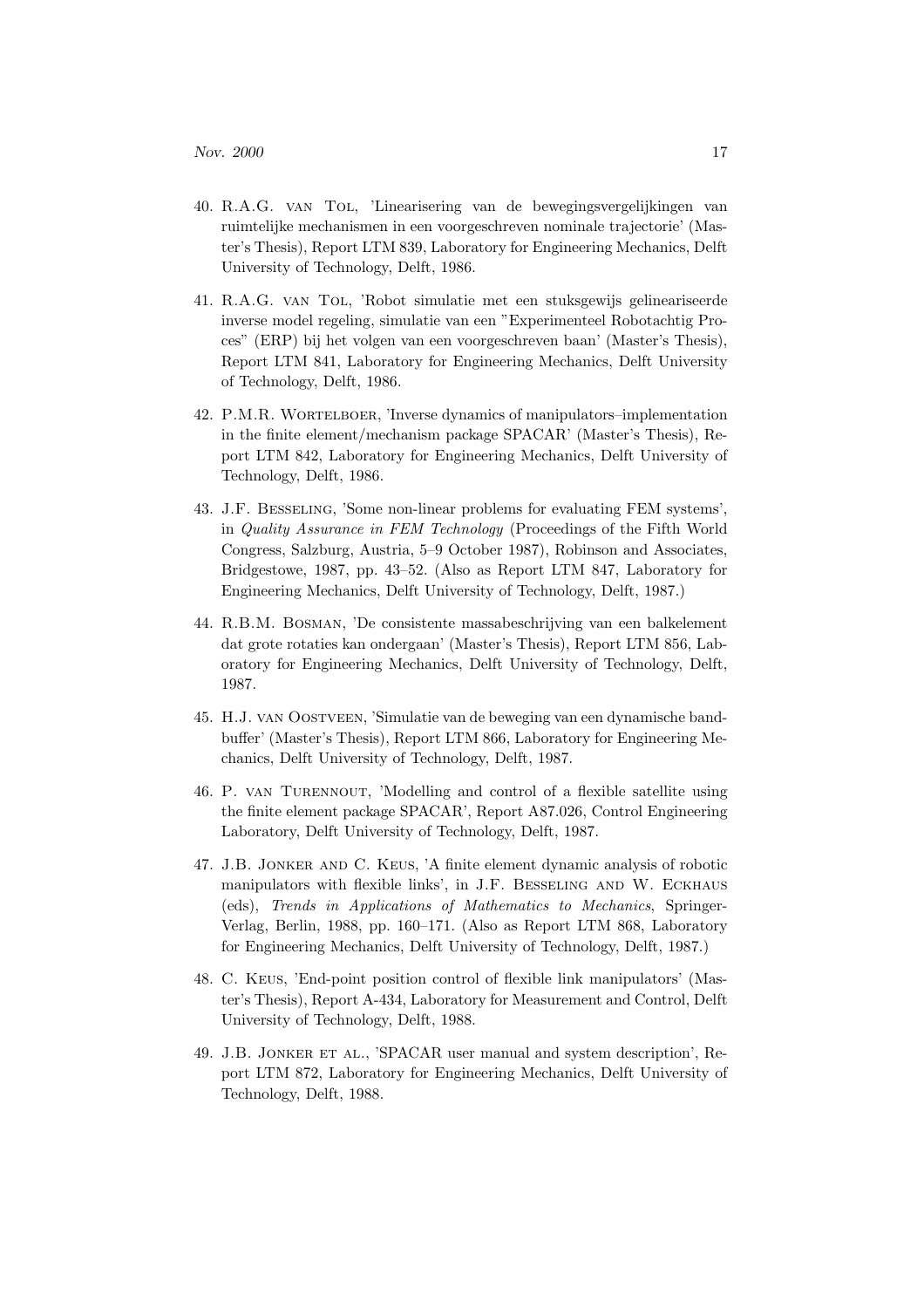40. R.A.G. van Tol, 'Linearisering van de bewegingsvergelijkingen van ruimtelijke mechanismen in een voorgeschreven nominale trajectorie' (Master's Thesis), Report LTM 839, Laboratory for Engineering Mechanics, Delft University of Technology, Delft, 1986.

41. R.A.G. van Tol, 'Robot simulatie met een stuksgewijs gelineariseerde inverse model regeling, simulatie van een "Experimenteel Robotachtig Proces" (ERP) bij het volgen van een voorgeschreven baan' (Master's Thesis), Report LTM 841, Laboratory for Engineering Mechanics, Delft University of Technology, Delft, 1986.

42. P.M.R. Wortelboer, 'Inverse dynamics of manipulators–implementation in the finite element/mechanism package SPACAR' (Master's Thesis), Report LTM 842, Laboratory for Engineering Mechanics, Delft University of Technology, Delft, 1986.

43. J.F. Besseling, 'Some non-linear problems for evaluating FEM systems', in *Quality Assurance in FEM Technology* (Proceedings of the Fifth World Congress, Salzburg, Austria, 5–9 October 1987), Robinson and Associates, Bridgestowe, 1987, pp. 43–52. (Also as Report LTM 847, Laboratory for Engineering Mechanics, Delft University of Technology, Delft, 1987.)

44. R.B.M. Bosman, 'De consistente massabeschrijving van een balkelement dat grote rotaties kan ondergaan' (Master's Thesis), Report LTM 856, Laboratory for Engineering Mechanics, Delft University of Technology, Delft, 1987.

45. H.J. van Oostveen, 'Simulatie van de beweging van een dynamische bandbuffer' (Master's Thesis), Report LTM 866, Laboratory for Engineering Mechanics, Delft University of Technology, Delft, 1987.

46. P. van Turennout, 'Modelling and control of a flexible satellite using the finite element package SPACAR', Report A87.026, Control Engineering Laboratory, Delft University of Technology, Delft, 1987.

47. J.B. Jonker and C. Keus, 'A finite element dynamic analysis of robotic manipulators with flexible links', in J.F. Besseling and W. Eckhaus (eds), *Trends in Applications of Mathematics to Mechanics*, Springer-Verlag, Berlin, 1988, pp. 160–171. (Also as Report LTM 868, Laboratory for Engineering Mechanics, Delft University of Technology, Delft, 1987.)

48. C. Keus, 'End-point position control of flexible link manipulators' (Master's Thesis), Report A-434, Laboratory for Measurement and Control, Delft University of Technology, Delft, 1988.

49. J.B. Jonker et al., 'SPACAR user manual and system description', Report LTM 872, Laboratory for Engineering Mechanics, Delft University of Technology, Delft, 1988.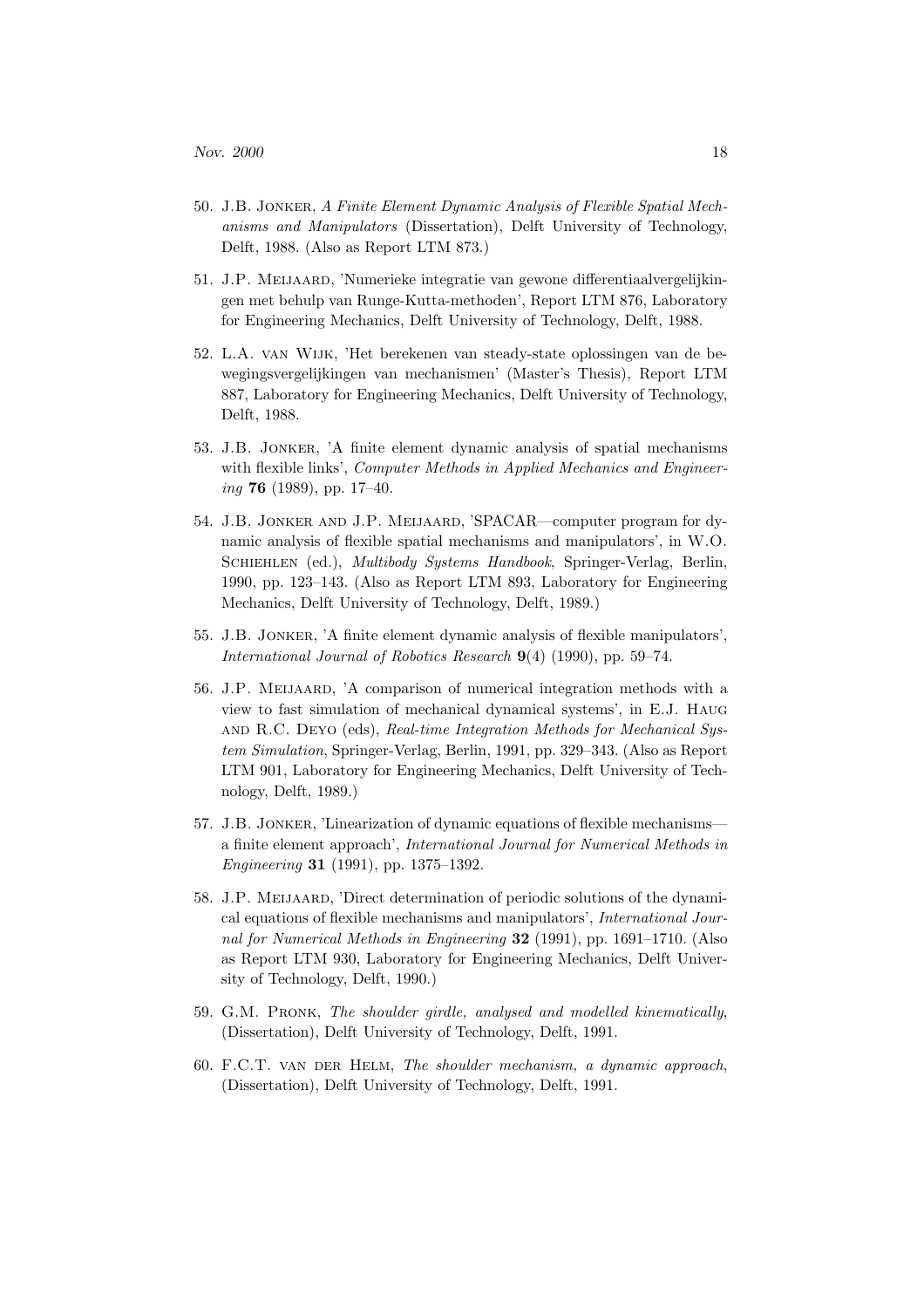50. J.B. Jonker, *A Finite Element Dynamic Analysis of Flexible Spatial Mechanisms and Manipulators* (Dissertation), Delft University of Technology, Delft, 1988. (Also as Report LTM 873.)

51. J.P. Meijaard, 'Numerieke integratie van gewone differentiaalvergelijkingen met behulp van Runge-Kutta-methoden', Report LTM 876, Laboratory for Engineering Mechanics, Delft University of Technology, Delft, 1988.

52. L.A. van Wijk, 'Het berekenen van steady-state oplossingen van de bewegingsvergelijkingen van mechanismen' (Master's Thesis), Report LTM 887, Laboratory for Engineering Mechanics, Delft University of Technology, Delft, 1988.

53. J.B. Jonker, 'A finite element dynamic analysis of spatial mechanisms with flexible links', *Computer Methods in Applied Mechanics and Engineering* **76** (1989), pp. 17–40.

54. J.B. Jonker and J.P. Meijaard, 'SPACAR—computer program for dynamic analysis of flexible spatial mechanisms and manipulators', in W.O. Schiehlen (ed.), *Multibody Systems Handbook*, Springer-Verlag, Berlin, 1990, pp. 123–143. (Also as Report LTM 893, Laboratory for Engineering Mechanics, Delft University of Technology, Delft, 1989.)

55. J.B. Jonker, 'A finite element dynamic analysis of flexible manipulators', *International Journal of Robotics Research* **9**(4) (1990), pp. 59–74.

56. J.P. Meijaard, 'A comparison of numerical integration methods with a view to fast simulation of mechanical dynamical systems', in E.J. Haug and R.C. Deyo (eds), *Real-time Integration Methods for Mechanical System Simulation*, Springer-Verlag, Berlin, 1991, pp. 329–343. (Also as Report LTM 901, Laboratory for Engineering Mechanics, Delft University of Technology, Delft, 1989.)

57. J.B. Jonker, 'Linearization of dynamic equations of flexible mechanisms—a finite element approach', *International Journal for Numerical Methods in Engineering* **31** (1991), pp. 1375–1392.

58. J.P. Meijaard, 'Direct determination of periodic solutions of the dynamical equations of flexible mechanisms and manipulators', *International Journal for Numerical Methods in Engineering* **32** (1991), pp. 1691–1710. (Also as Report LTM 930, Laboratory for Engineering Mechanics, Delft University of Technology, Delft, 1990.)

59. G.M. Pronk, *The shoulder girdle, analysed and modelled kinematically*, (Dissertation), Delft University of Technology, Delft, 1991.

60. F.C.T. van der Helm, *The shoulder mechanism, a dynamic approach*, (Dissertation), Delft University of Technology, Delft, 1991.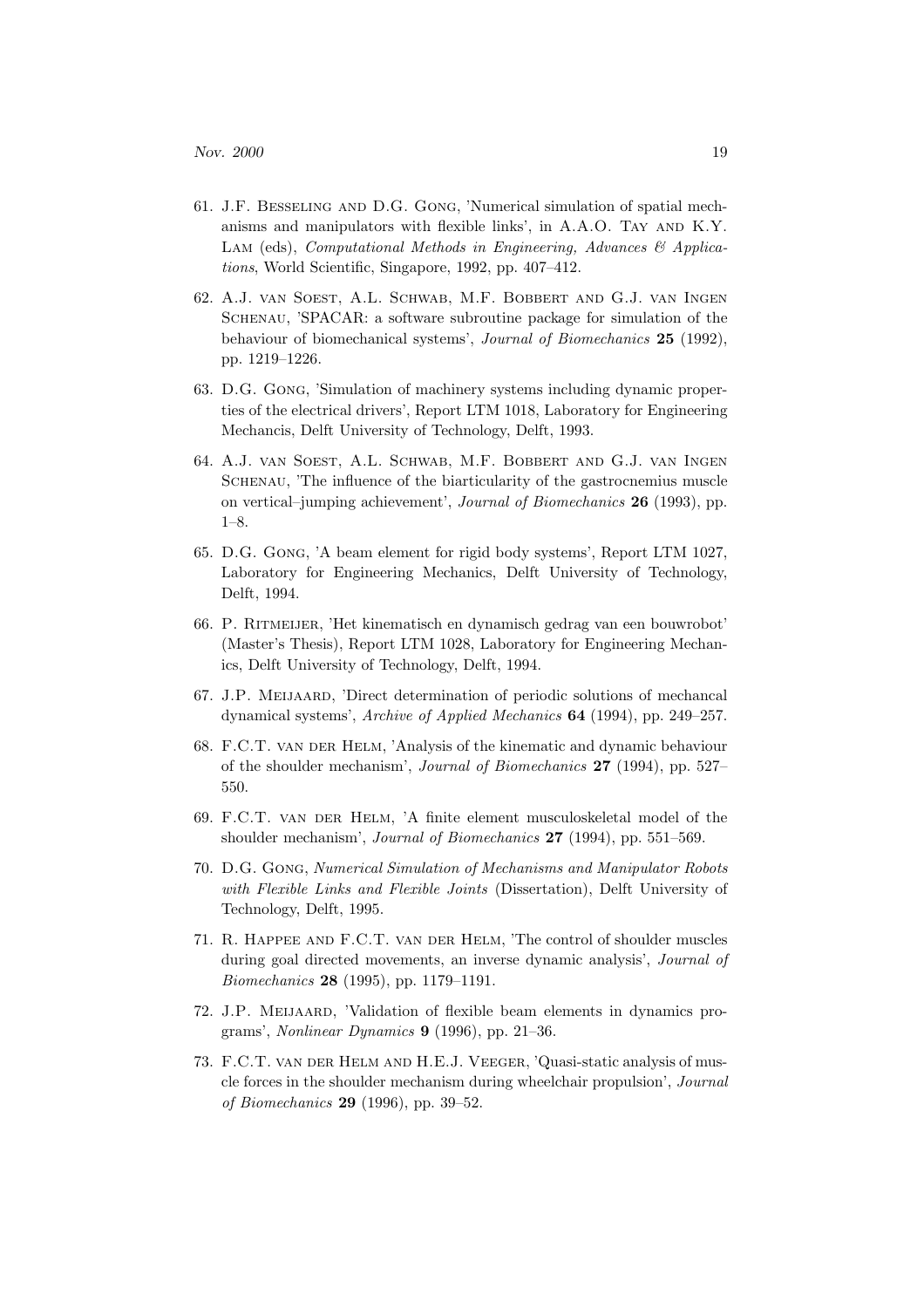61. J.F. Besseling and D.G. Gong, 'Numerical simulation of spatial mechanisms and manipulators with flexible links', in A.A.O. Tay and K.Y. Lam (eds), *Computational Methods in Engineering, Advances & Applications*, World Scientific, Singapore, 1992, pp. 407–412.

62. A.J. van Soest, A.L. Schwab, M.F. Bobbert and G.J. van Ingen Schenau, 'SPACAR: a software subroutine package for simulation of the behaviour of biomechanical systems', *Journal of Biomechanics* **25** (1992), pp. 1219–1226.

63. D.G. Gong, 'Simulation of machinery systems including dynamic properties of the electrical drivers', Report LTM 1018, Laboratory for Engineering Mechancis, Delft University of Technology, Delft, 1993.

64. A.J. van Soest, A.L. Schwab, M.F. Bobbert and G.J. van Ingen Schenau, 'The influence of the biarticularity of the gastrocnemius muscle on vertical–jumping achievement', *Journal of Biomechanics* **26** (1993), pp. 1–8.

65. D.G. Gong, 'A beam element for rigid body systems', Report LTM 1027, Laboratory for Engineering Mechanics, Delft University of Technology, Delft, 1994.

66. P. Ritmeijer, 'Het kinematisch en dynamisch gedrag van een bouwrobot' (Master's Thesis), Report LTM 1028, Laboratory for Engineering Mechanics, Delft University of Technology, Delft, 1994.

67. J.P. Meijaard, 'Direct determination of periodic solutions of mechancal dynamical systems', *Archive of Applied Mechanics* **64** (1994), pp. 249–257.

68. F.C.T. van der Helm, 'Analysis of the kinematic and dynamic behaviour of the shoulder mechanism', *Journal of Biomechanics* **27** (1994), pp. 527–550.

69. F.C.T. van der Helm, 'A finite element musculoskeletal model of the shoulder mechanism', *Journal of Biomechanics* **27** (1994), pp. 551–569.

70. D.G. Gong, *Numerical Simulation of Mechanisms and Manipulator Robots with Flexible Links and Flexible Joints* (Dissertation), Delft University of Technology, Delft, 1995.

71. R. Happee and F.C.T. van der Helm, 'The control of shoulder muscles during goal directed movements, an inverse dynamic analysis', *Journal of Biomechanics* **28** (1995), pp. 1179–1191.

72. J.P. Meijaard, 'Validation of flexible beam elements in dynamics programs', *Nonlinear Dynamics* **9** (1996), pp. 21–36.

73. F.C.T. van der Helm and H.E.J. Veeger, 'Quasi-static analysis of muscle forces in the shoulder mechanism during wheelchair propulsion', *Journal of Biomechanics* **29** (1996), pp. 39–52.